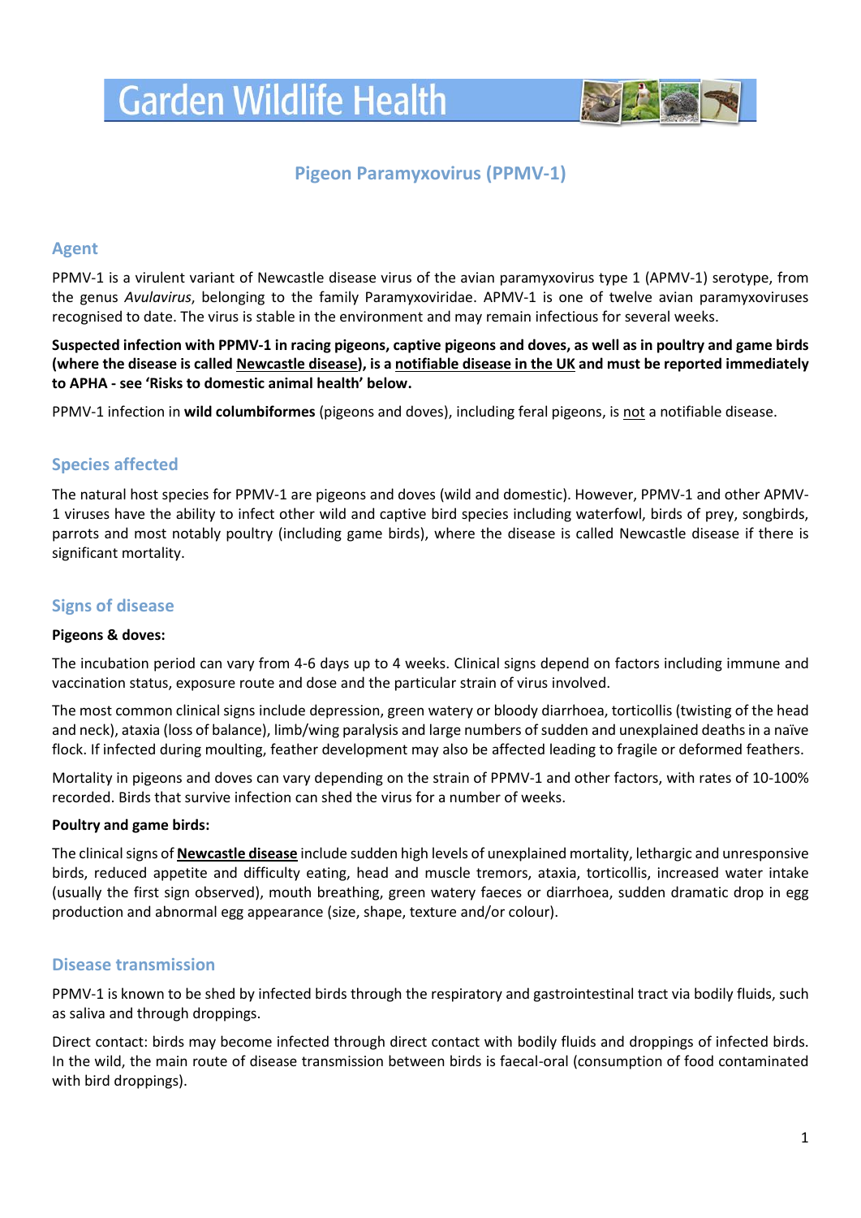# Garden Wildlife Health

## Pigeon Paramyxovirus (PPMV-1)

### Agent

PPMV-1 is a virulent variant of Newcastle disease virus of the avian paramyxovirus type 1 (APMV-1) serotype, from the genus *Avulavirus*, belonging to the family Paramyxoviridae. APMV-1 is one of twelve avian paramyxoviruses recognised to date. The virus is stable in the environment and may remain infectious for several weeks.

**Suspected infection with PPMV-1 in racing pigeons, captive pigeons and doves, as well as in poultry and game birds (where the disease is called Newcastle disease), is a notifiable disease in the UK and must be reported immediately to APHA - see 'Risks to domestic animal health' below.**

PPMV-1 infection in **wild columbiformes** (pigeons and doves), including feral pigeons, is not a notifiable disease.

### Species affected

The natural host species for PPMV-1 are pigeons and doves (wild and domestic). However, PPMV-1 and other APMV-1 viruses have the ability to infect other wild and captive bird species including waterfowl, birds of prey, songbirds, parrots and most notably poultry (including game birds), where the disease is called Newcastle disease if there is significant mortality.

### Signs of disease

**Pigeons & doves:**

The incubation period can vary from 4-6 days up to 4 weeks. Clinical signs depend on factors including immune and vaccination status, exposure route and dose and the particular strain of virus involved.

The most common clinical signs include depression, green watery or bloody diarrhoea, torticollis (twisting of the head and neck), ataxia (loss of balance), limb/wing paralysis and large numbers of sudden and unexplained deaths in a naïve flock. If infected during moulting, feather development may also be affected leading to fragile or deformed feathers.

Mortality in pigeons and doves can vary depending on the strain of PPMV-1 and other factors, with rates of 10-100% recorded. Birds that survive infection can shed the virus for a number of weeks.

**Poultry and game birds:**

The clinical signs of **Newcastle disease** include sudden high levels of unexplained mortality, lethargic and unresponsive birds, reduced appetite and difficulty eating, head and muscle tremors, ataxia, torticollis, increased water intake (usually the first sign observed), mouth breathing, green watery faeces or diarrhoea, sudden dramatic drop in egg production and abnormal egg appearance (size, shape, texture and/or colour).

### Disease transmission

PPMV-1 is known to be shed by infected birds through the respiratory and gastrointestinal tract via bodily fluids, such as saliva and through droppings.

Direct contact: birds may become infected through direct contact with bodily fluids and droppings of infected birds. In the wild, the main route of disease transmission between birds is faecal-oral (consumption of food contaminated with bird droppings).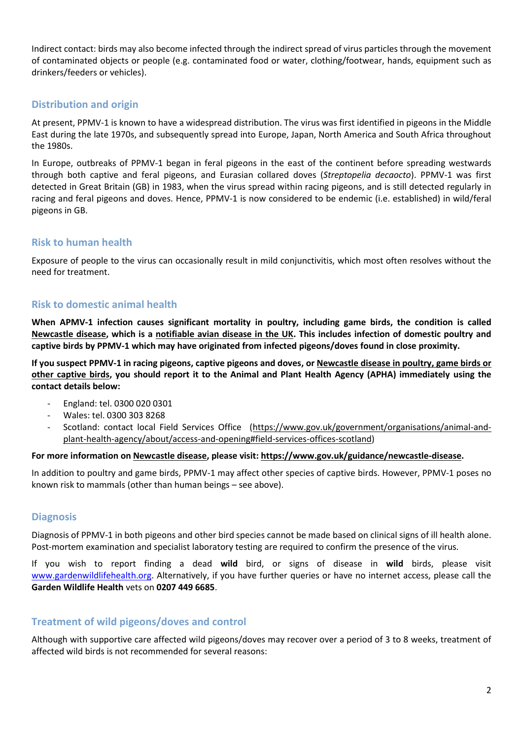Indirect contact: birds may also become infected through the indirect spread of virus particles through the movement of contaminated objects or people (e.g. contaminated food or water, clothing/footwear, hands, equipment such as drinkers/feeders or vehicles).

## Distribution and origin

At present, PPMV-1 is known to have a widespread distribution. The virus was first identified in pigeons in the Middle East during the late 1970s, and subsequently spread into Europe, Japan, North America and South Africa throughout the 1980s.

In Europe, outbreaks of PPMV-1 began in feral pigeons in the east of the continent before spreading westwards through both captive and feral pigeons, and Eurasian collared doves (*Streptopelia decaocto*). PPMV-1 was first detected in Great Britain (GB) in 1983, when the virus spread within racing pigeons, and is still detected regularly in racing and feral pigeons and doves. Hence, PPMV-1 is now considered to be endemic (i.e. established) in wild/feral pigeons in GB.

## Risk to human health

Exposure of people to the virus can occasionally result in mild conjunctivitis, which most often resolves without the need for treatment.

## Risk to domestic animal health

**When APMV-1 infection causes significant mortality in poultry, including game birds, the condition is called Newcastle disease, which is a notifiable avian disease in the UK. This includes infection of domestic poultry and captive birds by PPMV-1 which may have originated from infected pigeons/doves found in close proximity.**

**If you suspect PPMV-1 in racing pigeons, captive pigeons and doves, or Newcastle disease in poultry, game birds or other captive birds, you should report it to the Animal and Plant Health Agency (APHA) immediately using the contact details below:**

- England: tel. 0300 020 0301
- Wales: tel. 0300 303 8268
- Scotland: contact local Field Services Office (https://www.gov.uk/government/organisations/animal-and-plant-health-agency/about/access-and-opening#field-services-offices-scotland)

**For more information on Newcastle disease, please visit: https://www.gov.uk/guidance/newcastle-disease.**

In addition to poultry and game birds, PPMV-1 may affect other species of captive birds. However, PPMV-1 poses no known risk to mammals (other than human beings – see above).

## Diagnosis

Diagnosis of PPMV-1 in both pigeons and other bird species cannot be made based on clinical signs of ill health alone. Post-mortem examination and specialist laboratory testing are required to confirm the presence of the virus.

If you wish to report finding a dead **wild** bird, or signs of disease in **wild** birds, please visit www.gardenwildlifehealth.org. Alternatively, if you have further queries or have no internet access, please call the **Garden Wildlife Health** vets on **0207 449 6685**.

## Treatment of wild pigeons/doves and control

Although with supportive care affected wild pigeons/doves may recover over a period of 3 to 8 weeks, treatment of affected wild birds is not recommended for several reasons: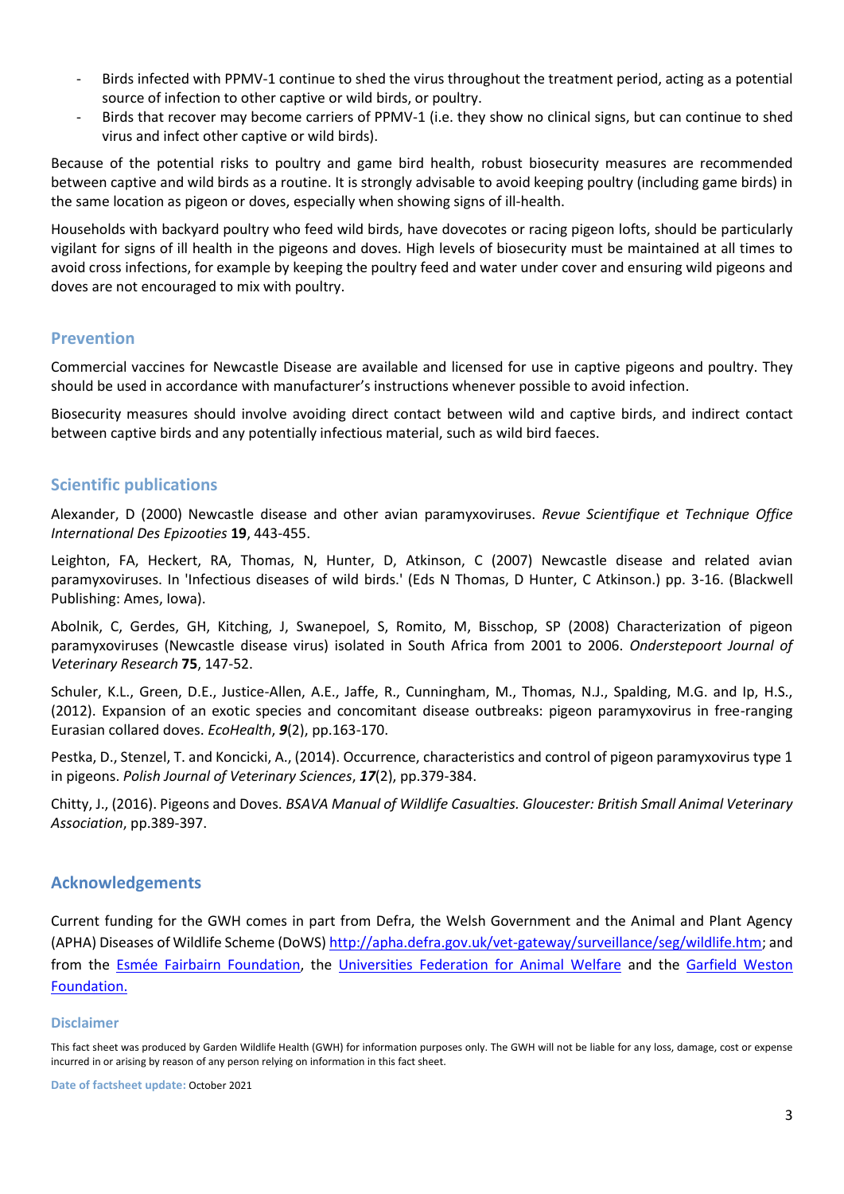- Birds infected with PPMV-1 continue to shed the virus throughout the treatment period, acting as a potential source of infection to other captive or wild birds, or poultry.
- Birds that recover may become carriers of PPMV-1 (i.e. they show no clinical signs, but can continue to shed virus and infect other captive or wild birds).

Because of the potential risks to poultry and game bird health, robust biosecurity measures are recommended between captive and wild birds as a routine. It is strongly advisable to avoid keeping poultry (including game birds) in the same location as pigeon or doves, especially when showing signs of ill-health.

Households with backyard poultry who feed wild birds, have dovecotes or racing pigeon lofts, should be particularly vigilant for signs of ill health in the pigeons and doves. High levels of biosecurity must be maintained at all times to avoid cross infections, for example by keeping the poultry feed and water under cover and ensuring wild pigeons and doves are not encouraged to mix with poultry.

## Prevention

Commercial vaccines for Newcastle Disease are available and licensed for use in captive pigeons and poultry. They should be used in accordance with manufacturer's instructions whenever possible to avoid infection.

Biosecurity measures should involve avoiding direct contact between wild and captive birds, and indirect contact between captive birds and any potentially infectious material, such as wild bird faeces.

## Scientific publications

Alexander, D (2000) Newcastle disease and other avian paramyxoviruses. *Revue Scientifique et Technique Office International Des Epizooties* **19**, 443-455.

Leighton, FA, Heckert, RA, Thomas, N, Hunter, D, Atkinson, C (2007) Newcastle disease and related avian paramyxoviruses. In 'Infectious diseases of wild birds.' (Eds N Thomas, D Hunter, C Atkinson.) pp. 3-16. (Blackwell Publishing: Ames, Iowa).

Abolnik, C, Gerdes, GH, Kitching, J, Swanepoel, S, Romito, M, Bisschop, SP (2008) Characterization of pigeon paramyxoviruses (Newcastle disease virus) isolated in South Africa from 2001 to 2006. *Onderstepoort Journal of Veterinary Research* **75**, 147-52.

Schuler, K.L., Green, D.E., Justice-Allen, A.E., Jaffe, R., Cunningham, M., Thomas, N.J., Spalding, M.G. and Ip, H.S., (2012). Expansion of an exotic species and concomitant disease outbreaks: pigeon paramyxovirus in free-ranging Eurasian collared doves. *EcoHealth*, ***9***(2), pp.163-170.

Pestka, D., Stenzel, T. and Koncicki, A., (2014). Occurrence, characteristics and control of pigeon paramyxovirus type 1 in pigeons. *Polish Journal of Veterinary Sciences*, ***17***(2), pp.379-384.

Chitty, J., (2016). Pigeons and Doves. *BSAVA Manual of Wildlife Casualties. Gloucester: British Small Animal Veterinary Association*, pp.389-397.

## Acknowledgements

Current funding for the GWH comes in part from Defra, the Welsh Government and the Animal and Plant Agency (APHA) Diseases of Wildlife Scheme (DoWS) http://apha.defra.gov.uk/vet-gateway/surveillance/seg/wildlife.htm; and from the Esmée Fairbairn Foundation, the Universities Federation for Animal Welfare and the Garfield Weston Foundation.

### Disclaimer

This fact sheet was produced by Garden Wildlife Health (GWH) for information purposes only. The GWH will not be liable for any loss, damage, cost or expense incurred in or arising by reason of any person relying on information in this fact sheet.

**Date of factsheet update:** October 2021